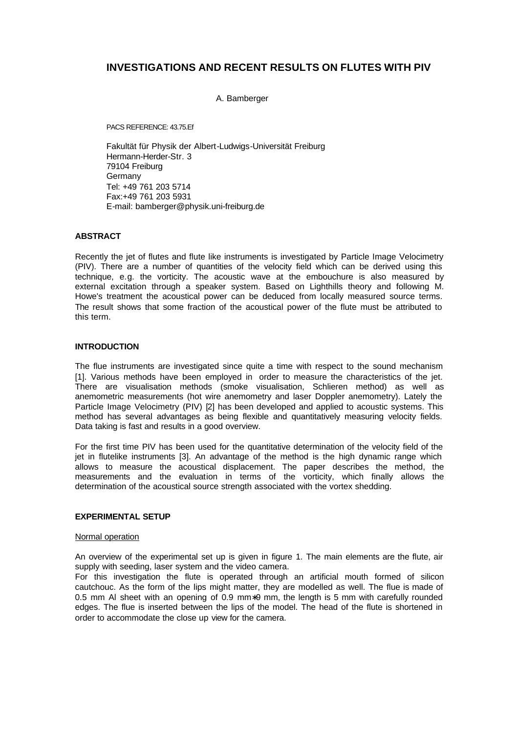# INVESTIGATIONS AND RECENT RESULTS ON FLUTES WITH PIV

A. Bamberger

PACS REFERENCE: 43.75.Ef

Fakultät für Physik der Albert-Ludwigs-Universität Freiburg
Hermann-Herder-Str. 3
79104 Freiburg
Germany
Tel: +49 761 203 5714
Fax:+49 761 203 5931
E-mail: bamberger@physik.uni-freiburg.de

## ABSTRACT

Recently the jet of flutes and flute like instruments is investigated by Particle Image Velocimetry (PIV). There are a number of quantities of the velocity field which can be derived using this technique, e.g. the vorticity. The acoustic wave at the embouchure is also measured by external excitation through a speaker system. Based on Lighthills theory and following M. Howe's treatment the acoustical power can be deduced from locally measured source terms. The result shows that some fraction of the acoustical power of the flute must be attributed to this term.

## INTRODUCTION

The flue instruments are investigated since quite a time with respect to the sound mechanism [1]. Various methods have been employed in order to measure the characteristics of the jet. There are visualisation methods (smoke visualisation, Schlieren method) as well as anemometric measurements (hot wire anemometry and laser Doppler anemometry). Lately the Particle Image Velocimetry (PIV) [2] has been developed and applied to acoustic systems. This method has several advantages as being flexible and quantitatively measuring velocity fields. Data taking is fast and results in a good overview.

For the first time PIV has been used for the quantitative determination of the velocity field of the jet in flutelike instruments [3]. An advantage of the method is the high dynamic range which allows to measure the acoustical displacement. The paper describes the method, the measurements and the evaluation in terms of the vorticity, which finally allows the determination of the acoustical source strength associated with the vortex shedding.

## EXPERIMENTAL SETUP

### Normal operation

An overview of the experimental set up is given in figure 1. The main elements are the flute, air supply with seeding, laser system and the video camera.

For this investigation the flute is operated through an artificial mouth formed of silicon cautchouc. As the form of the lips might matter, they are modelled as well. The flue is made of 0.5 mm Al sheet with an opening of 0.9 mm$*$9 mm, the length is 5 mm with carefully rounded edges. The flue is inserted between the lips of the model. The head of the flute is shortened in order to accommodate the close up view for the camera.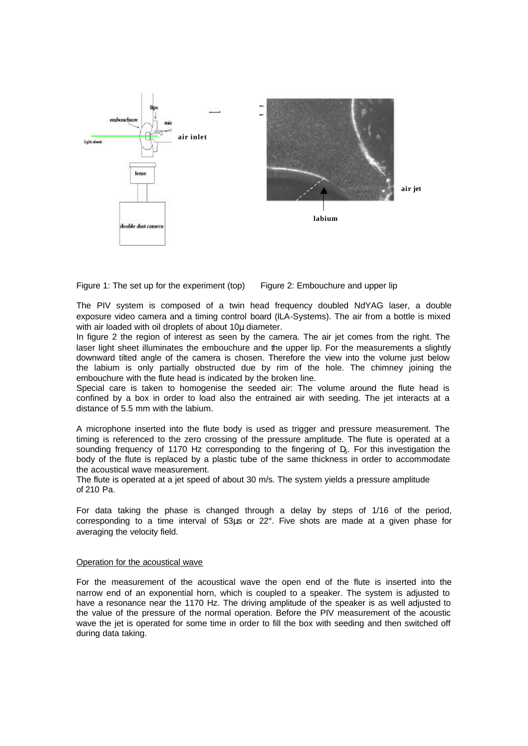Figure 1: The set up for the experiment (top)      Figure 2: Embouchure and upper lip

The PIV system is composed of a twin head frequency doubled NdYAG laser, a double exposure video camera and a timing control board (ILA-Systems). The air from a bottle is mixed with air loaded with oil droplets of about 10µ diameter.

In figure 2 the region of interest as seen by the camera. The air jet comes from the right. The laser light sheet illuminates the embouchure and the upper lip. For the measurements a slightly downward tilted angle of the camera is chosen. Therefore the view into the volume just below the labium is only partially obstructed due by rim of the hole. The chimney joining the embouchure with the flute head is indicated by the broken line.

Special care is taken to homogenise the seeded air: The volume around the flute head is confined by a box in order to load also the entrained air with seeding. The jet interacts at a distance of 5.5 mm with the labium.

A microphone inserted into the flute body is used as trigger and pressure measurement. The timing is referenced to the zero crossing of the pressure amplitude. The flute is operated at a sounding frequency of 1170 Hz corresponding to the fingering of $D_5$. For this investigation the body of the flute is replaced by a plastic tube of the same thickness in order to accommodate the acoustical wave measurement.

The flute is operated at a jet speed of about 30 m/s. The system yields a pressure amplitude of 210 Pa.

For data taking the phase is changed through a delay by steps of 1/16 of the period, corresponding to a time interval of 53µs or 22°. Five shots are made at a given phase for averaging the velocity field.

Operation for the acoustical wave

For the measurement of the acoustical wave the open end of the flute is inserted into the narrow end of an exponential horn, which is coupled to a speaker. The system is adjusted to have a resonance near the 1170 Hz. The driving amplitude of the speaker is as well adjusted to the value of the pressure of the normal operation. Before the PIV measurement of the acoustic wave the jet is operated for some time in order to fill the box with seeding and then switched off during data taking.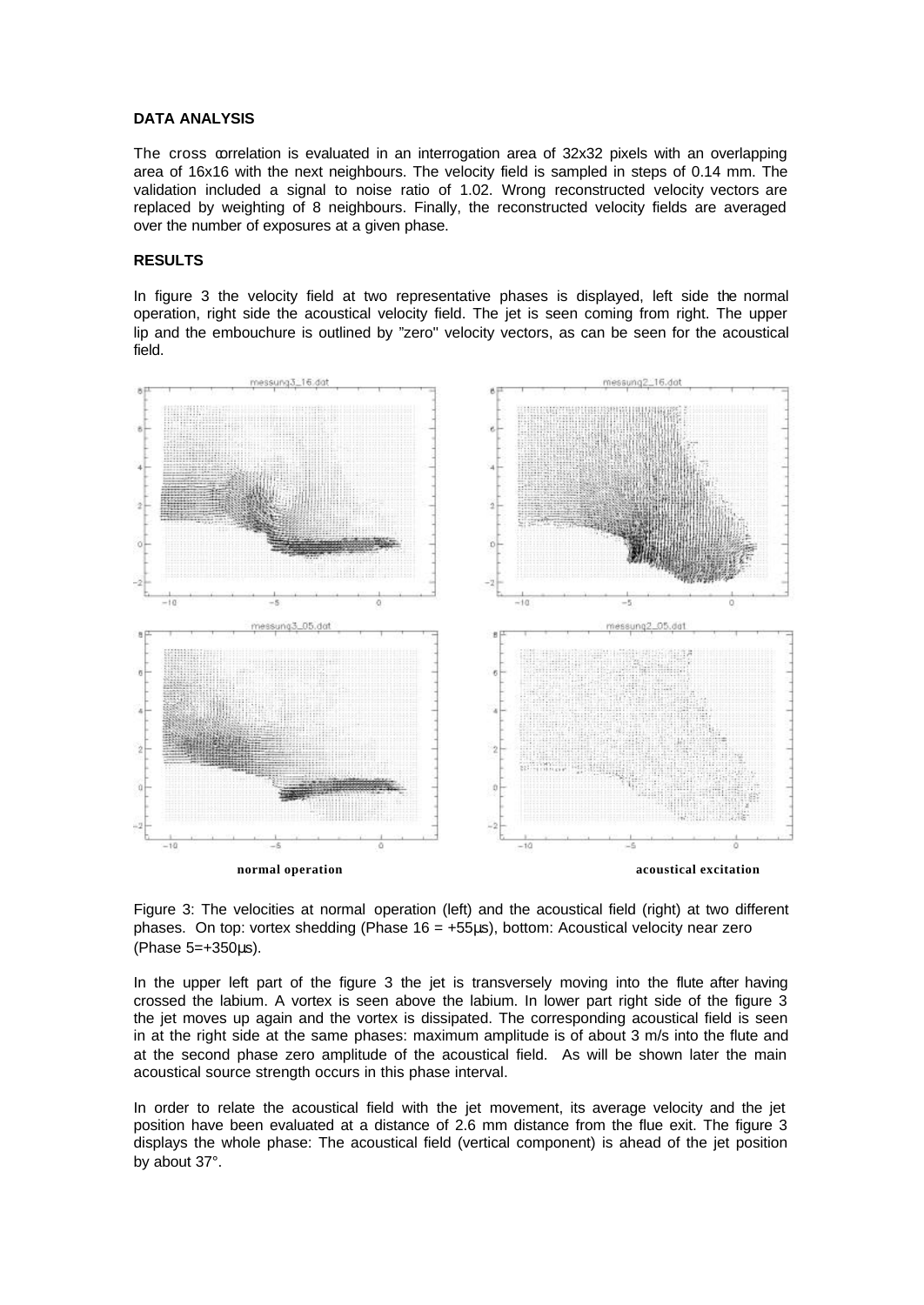**DATA ANALYSIS**

The cross correlation is evaluated in an interrogation area of 32x32 pixels with an overlapping area of 16x16 with the next neighbours. The velocity field is sampled in steps of 0.14 mm. The validation included a signal to noise ratio of 1.02. Wrong reconstructed velocity vectors are replaced by weighting of 8 neighbours. Finally, the reconstructed velocity fields are averaged over the number of exposures at a given phase.

**RESULTS**

In figure 3 the velocity field at two representative phases is displayed, left side the normal operation, right side the acoustical velocity field. The jet is seen coming from right. The upper lip and the embouchure is outlined by "zero" velocity vectors, as can be seen for the acoustical field.

**normal operation** **acoustical excitation**

Figure 3: The velocities at normal operation (left) and the acoustical field (right) at two different phases. On top: vortex shedding (Phase 16 = +55µs), bottom: Acoustical velocity near zero (Phase 5=+350µs).

In the upper left part of the figure 3 the jet is transversely moving into the flute after having crossed the labium. A vortex is seen above the labium. In lower part right side of the figure 3 the jet moves up again and the vortex is dissipated. The corresponding acoustical field is seen in at the right side at the same phases: maximum amplitude is of about 3 m/s into the flute and at the second phase zero amplitude of the acoustical field. As will be shown later the main acoustical source strength occurs in this phase interval.

In order to relate the acoustical field with the jet movement, its average velocity and the jet position have been evaluated at a distance of 2.6 mm distance from the flue exit. The figure 3 displays the whole phase: The acoustical field (vertical component) is ahead of the jet position by about 37°.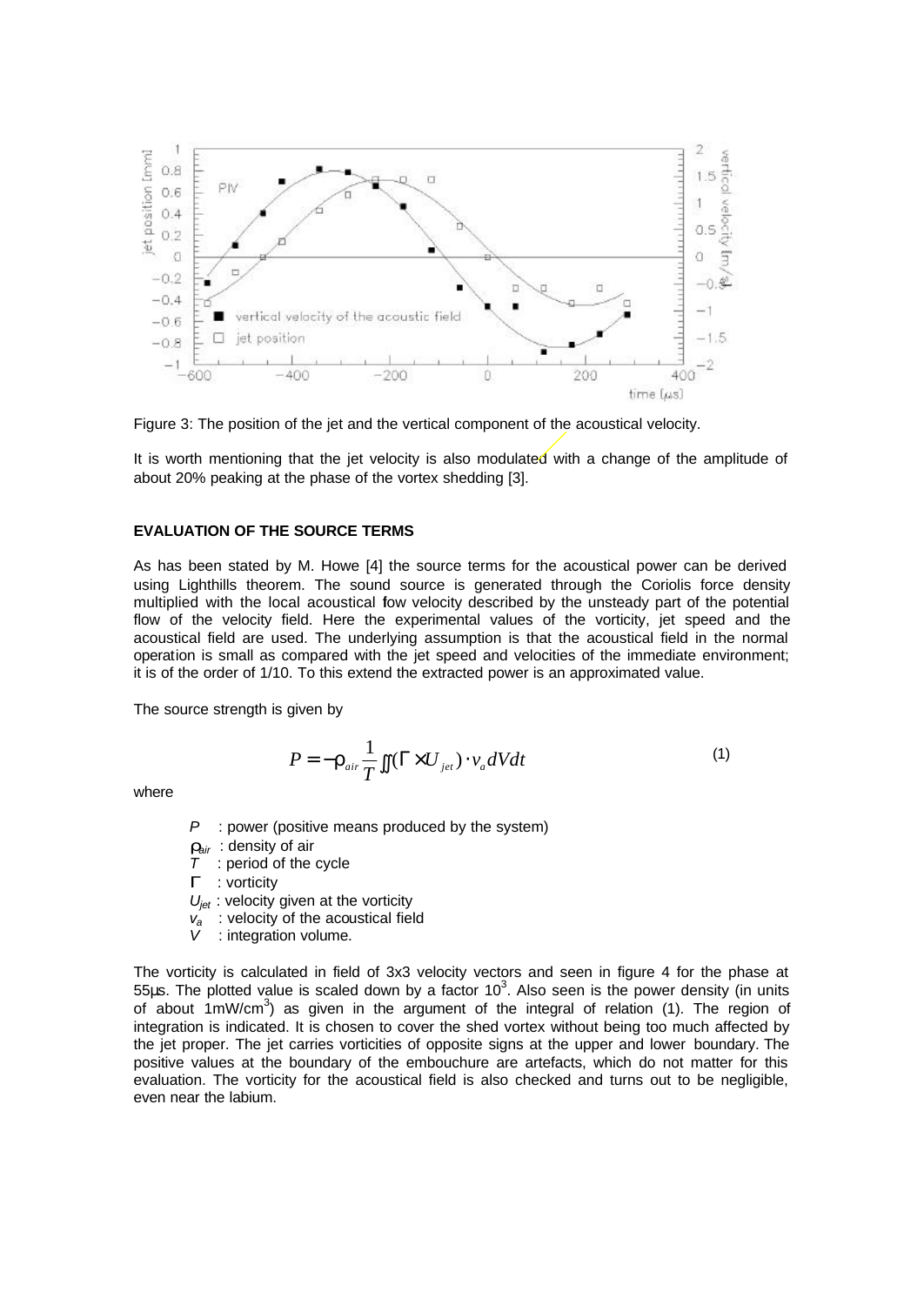Figure 3: The position of the jet and the vertical component of the acoustical velocity.

It is worth mentioning that the jet velocity is also modulated with a change of the amplitude of about 20% peaking at the phase of the vortex shedding [3].

**EVALUATION OF THE SOURCE TERMS**

As has been stated by M. Howe [4] the source terms for the acoustical power can be derived using Lighthills theorem. The sound source is generated through the Coriolis force density multiplied with the local acoustical flow velocity described by the unsteady part of the potential flow of the velocity field. Here the experimental values of the vorticity, jet speed and the acoustical field are used. The underlying assumption is that the acoustical field in the normal operation is small as compared with the jet speed and velocities of the immediate environment; it is of the order of 1/10. To this extend the extracted power is an approximated value.

The source strength is given by

$$P = -\rho_{air}\frac{1}{T}\iint(\Gamma \times U_{jet}) \cdot v_a dVdt \qquad (1)$$

where

- $P$ : power (positive means produced by the system)
- $\rho_{air}$ : density of air
- $T$ : period of the cycle
- $\Gamma$ : vorticity
- $U_{jet}$ : velocity given at the vorticity
- $v_a$ : velocity of the acoustical field
- $V$ : integration volume.

The vorticity is calculated in field of 3x3 velocity vectors and seen in figure 4 for the phase at 55µs. The plotted value is scaled down by a factor $10^3$. Also seen is the power density (in units of about $1\text{mW/cm}^3$) as given in the argument of the integral of relation (1). The region of integration is indicated. It is chosen to cover the shed vortex without being too much affected by the jet proper. The jet carries vorticities of opposite signs at the upper and lower boundary. The positive values at the boundary of the embouchure are artefacts, which do not matter for this evaluation. The vorticity for the acoustical field is also checked and turns out to be negligible, even near the labium.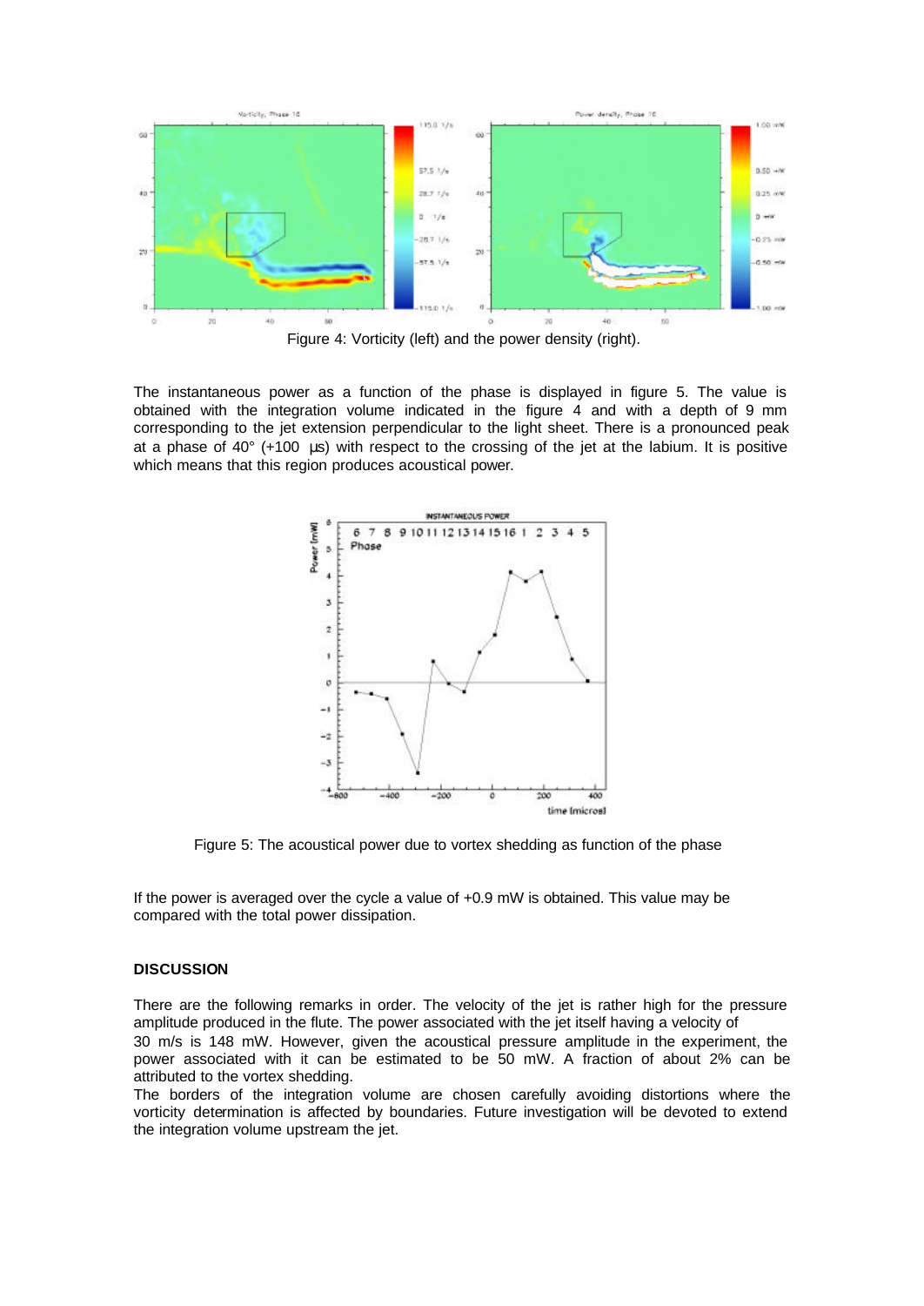Figure 4: Vorticity (left) and the power density (right).

The instantaneous power as a function of the phase is displayed in figure 5. The value is obtained with the integration volume indicated in the figure 4 and with a depth of 9 mm corresponding to the jet extension perpendicular to the light sheet. There is a pronounced peak at a phase of 40° (+100 µs) with respect to the crossing of the jet at the labium. It is positive which means that this region produces acoustical power.

Figure 5: The acoustical power due to vortex shedding as function of the phase

If the power is averaged over the cycle a value of +0.9 mW is obtained. This value may be compared with the total power dissipation.

**DISCUSSION**

There are the following remarks in order. The velocity of the jet is rather high for the pressure amplitude produced in the flute. The power associated with the jet itself having a velocity of 30 m/s is 148 mW. However, given the acoustical pressure amplitude in the experiment, the power associated with it can be estimated to be 50 mW. A fraction of about 2% can be attributed to the vortex shedding.

The borders of the integration volume are chosen carefully avoiding distortions where the vorticity determination is affected by boundaries. Future investigation will be devoted to extend the integration volume upstream the jet.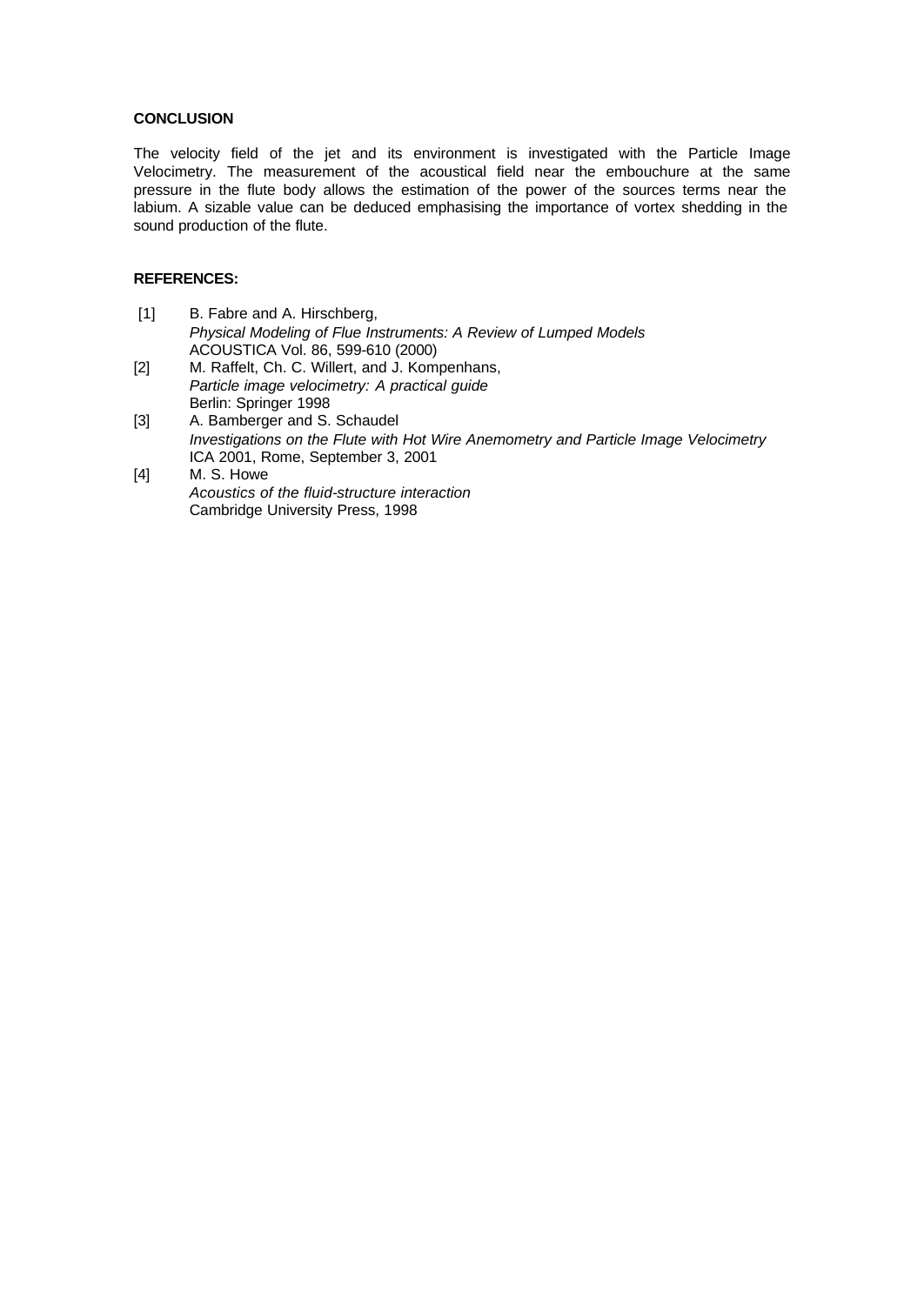## CONCLUSION

The velocity field of the jet and its environment is investigated with the Particle Image Velocimetry. The measurement of the acoustical field near the embouchure at the same pressure in the flute body allows the estimation of the power of the sources terms near the labium. A sizable value can be deduced emphasising the importance of vortex shedding in the sound production of the flute.

## REFERENCES:

[1] B. Fabre and A. Hirschberg,
*Physical Modeling of Flue Instruments: A Review of Lumped Models*
ACOUSTICA Vol. 86, 599-610 (2000)

[2] M. Raffelt, Ch. C. Willert, and J. Kompenhans,
*Particle image velocimetry: A practical guide*
Berlin: Springer 1998

[3] A. Bamberger and S. Schaudel
*Investigations on the Flute with Hot Wire Anemometry and Particle Image Velocimetry*
ICA 2001, Rome, September 3, 2001

[4] M. S. Howe
*Acoustics of the fluid-structure interaction*
Cambridge University Press, 1998